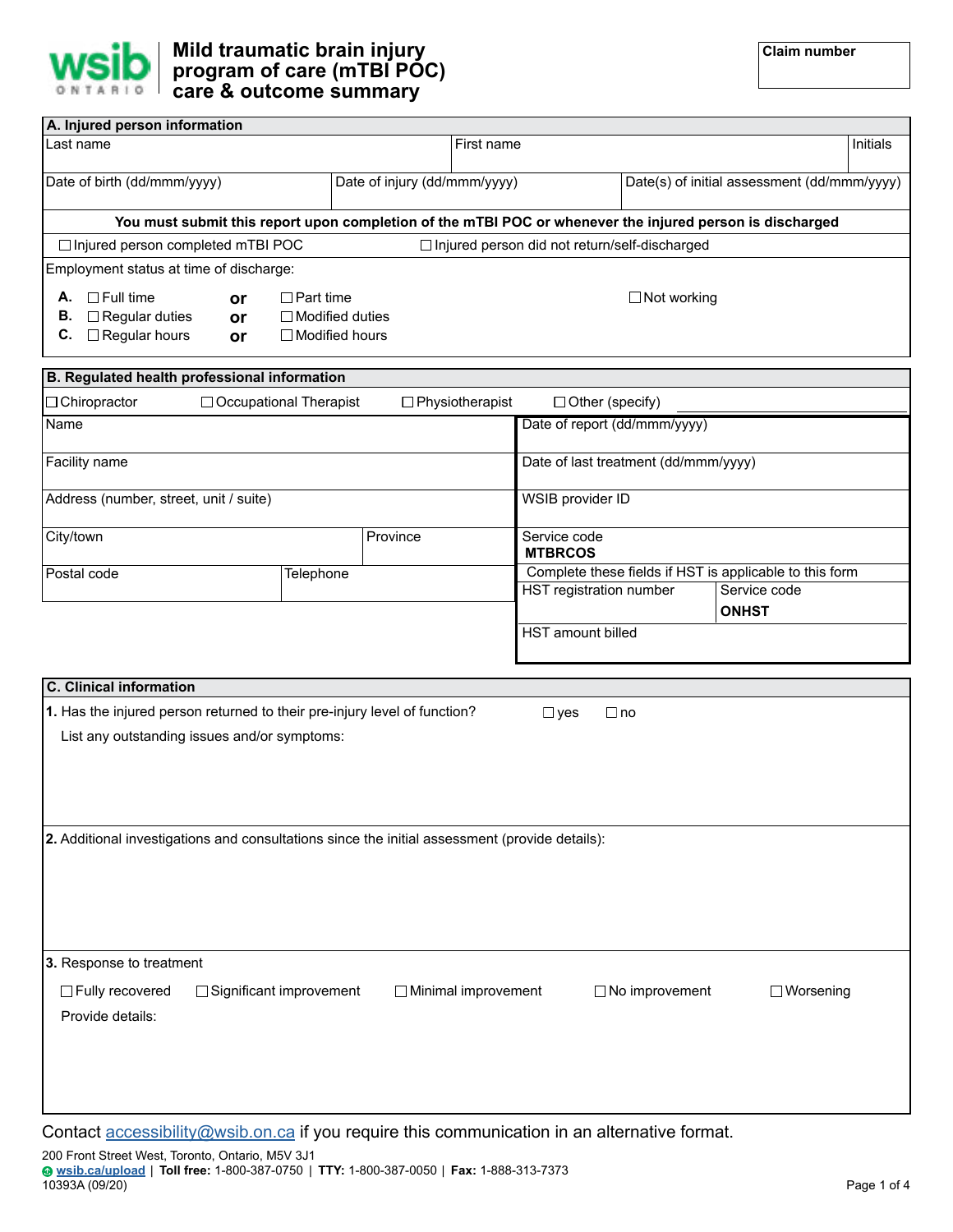# Mild traumatic brain injury program of care (mTBI POC) care & outcome summary

**Claim number**

## A. Injured person information

| Last name | First name | Initials |
|---|---|---|
| | | |

| Date of birth (dd/mmm/yyyy) | Date of injury (dd/mmm/yyyy) | Date(s) of initial assessment (dd/mmm/yyyy) |
|---|---|---|
| | | |

**You must submit this report upon completion of the mTBI POC or whenever the injured person is discharged**

☐ Injured person completed mTBI POC ☐ Injured person did not return/self-discharged

Employment status at time of discharge:

**A.** ☐ Full time **or** ☐ Part time ☐ Not working
**B.** ☐ Regular duties **or** ☐ Modified duties
**C.** ☐ Regular hours **or** ☐ Modified hours

## B. Regulated health professional information

☐ Chiropractor ☐ Occupational Therapist ☐ Physiotherapist ☐ Other (specify) \_\_\_\_\_\_\_\_\_\_

| Name | | Date of report (dd/mmm/yyyy) | |
|---|---|---|---|
| Facility name | | Date of last treatment (dd/mmm/yyyy) | |
| Address (number, street, unit / suite) | | WSIB provider ID | |
| City/town | Province | Service code **MTBRCOS** | |
| Postal code | Telephone | Complete these fields if HST is applicable to this form | |
| | | HST registration number | Service code **ONHST** |
| | | HST amount billed | |

## C. Clinical information

**1.** Has the injured person returned to their pre-injury level of function? ☐ yes ☐ no

List any outstanding issues and/or symptoms:

**2.** Additional investigations and consultations since the initial assessment (provide details):

**3.** Response to treatment

☐ Fully recovered ☐ Significant improvement ☐ Minimal improvement ☐ No improvement ☐ Worsening

Provide details:

Contact accessibility@wsib.on.ca if you require this communication in an alternative format.

200 Front Street West, Toronto, Ontario, M5V 3J1
wsib.ca/upload | **Toll free:** 1-800-387-0750 | **TTY:** 1-800-387-0050 | **Fax:** 1-888-313-7373
10393A (09/20)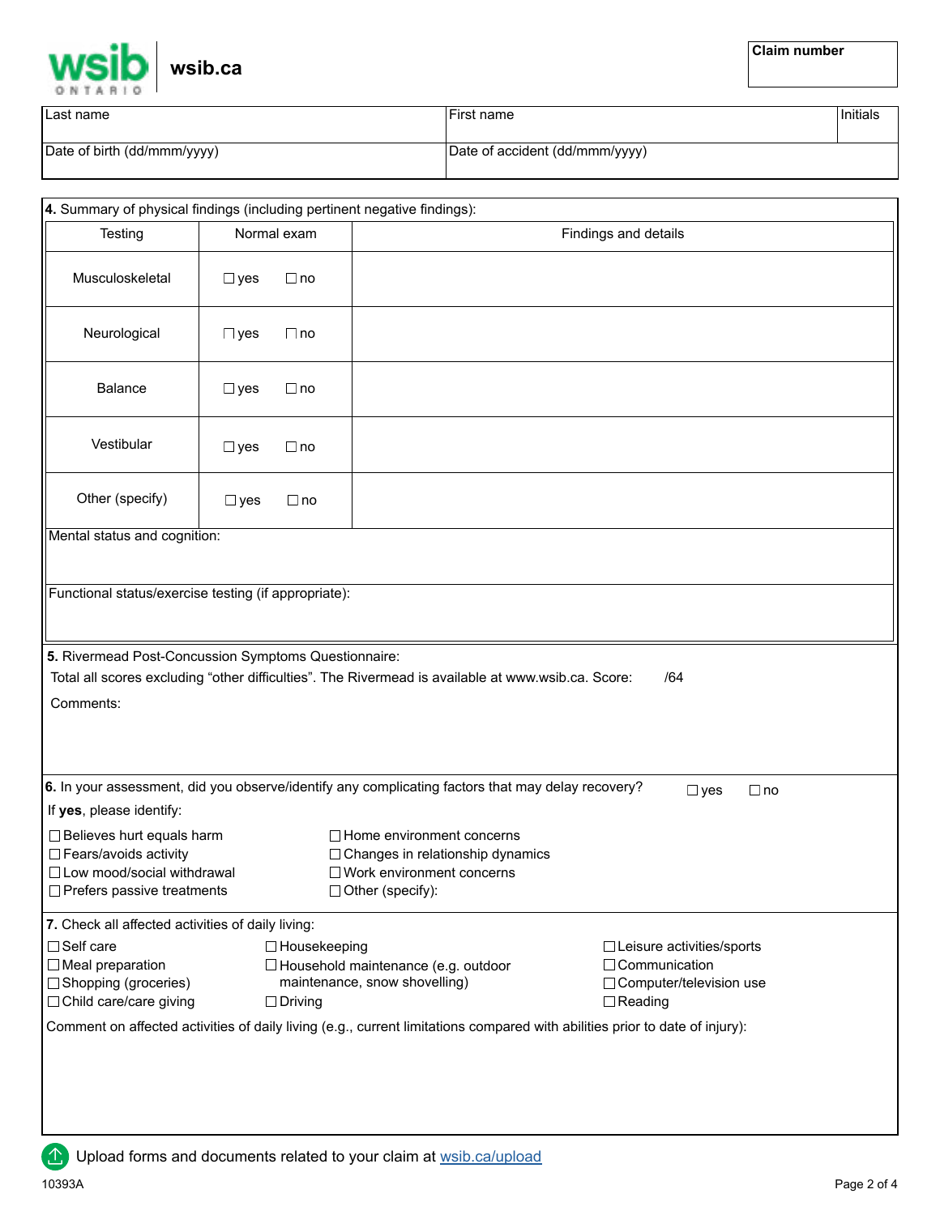wsib.ca

| Claim number |
|---|
| |

| Last name | First name | Initials |
|---|---|---|
| Date of birth (dd/mmm/yyyy) | Date of accident (dd/mmm/yyyy) | |

**4.** Summary of physical findings (including pertinent negative findings):

| Testing | Normal exam | Findings and details |
|---|---|---|
| Musculoskeletal | ☐ yes ☐ no | |
| Neurological | ☐ yes ☐ no | |
| Balance | ☐ yes ☐ no | |
| Vestibular | ☐ yes ☐ no | |
| Other (specify) | ☐ yes ☐ no | |

Mental status and cognition:

Functional status/exercise testing (if appropriate):

**5.** Rivermead Post-Concussion Symptoms Questionnaire:

Total all scores excluding "other difficulties". The Rivermead is available at www.wsib.ca. Score: /64

Comments:

**6.** In your assessment, did you observe/identify any complicating factors that may delay recovery? ☐ yes ☐ no

If **yes**, please identify:

- ☐ Believes hurt equals harm
- ☐ Fears/avoids activity
- ☐ Low mood/social withdrawal
- ☐ Prefers passive treatments
- ☐ Home environment concerns
- ☐ Changes in relationship dynamics
- ☐ Work environment concerns
- ☐ Other (specify):

**7.** Check all affected activities of daily living:

- ☐ Self care
- ☐ Meal preparation
- ☐ Shopping (groceries)
- ☐ Child care/care giving
- ☐ Housekeeping
- ☐ Household maintenance (e.g. outdoor maintenance, snow shovelling)
- ☐ Driving
- ☐ Leisure activities/sports
- ☐ Communication
- ☐ Computer/television use
- ☐ Reading

Comment on affected activities of daily living (e.g., current limitations compared with abilities prior to date of injury):

Upload forms and documents related to your claim at wsib.ca/upload

10393A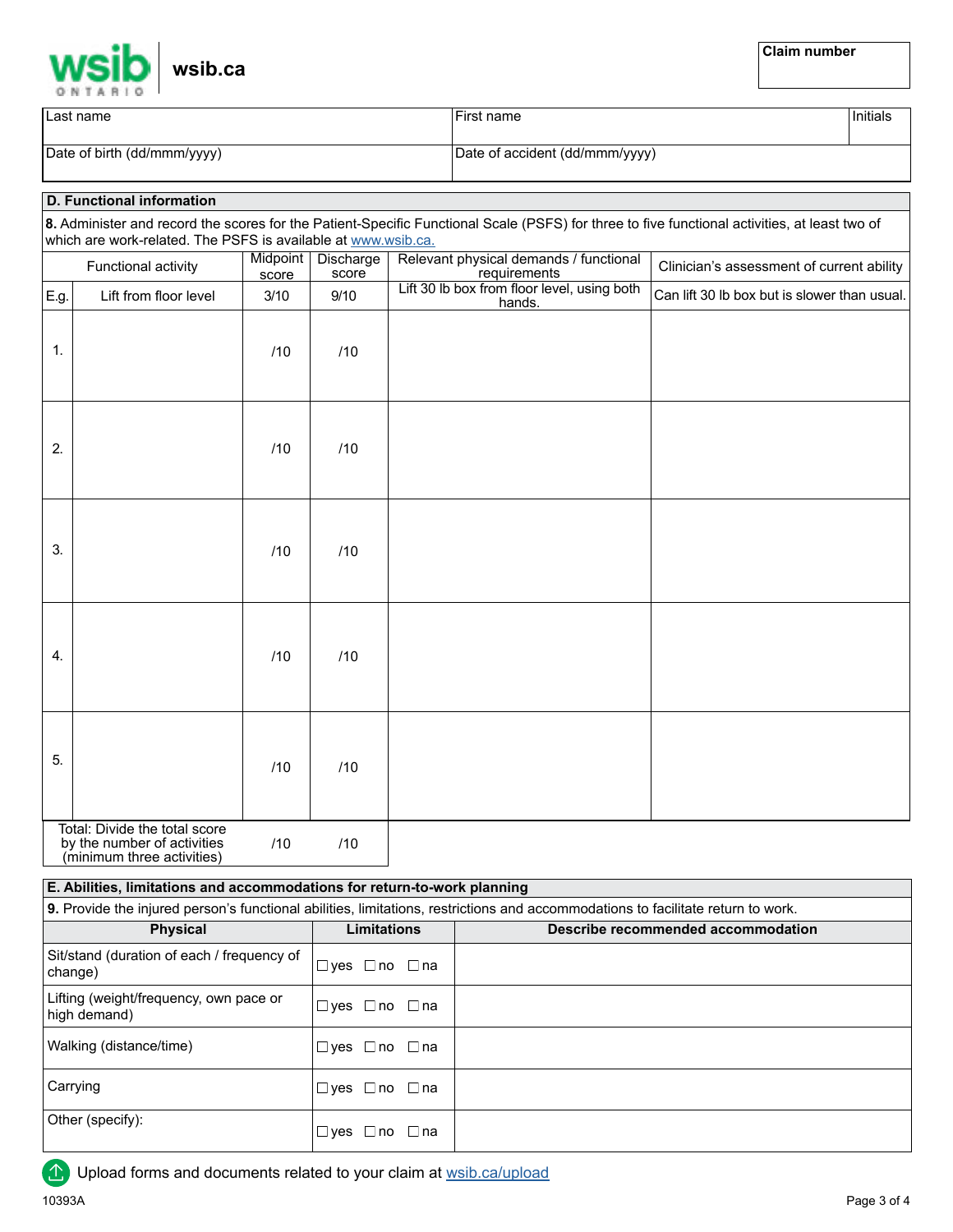wsib ONTARIO | wsib.ca

| Claim number |
|---|
| |

| Last name | First name | Initials |
|---|---|---|
| Date of birth (dd/mmm/yyyy) | Date of accident (dd/mmm/yyyy) | |

## D. Functional information

**8.** Administer and record the scores for the Patient-Specific Functional Scale (PSFS) for three to five functional activities, at least two of which are work-related. The PSFS is available at www.wsib.ca.

| | Functional activity | Midpoint score | Discharge score | Relevant physical demands / functional requirements | Clinician's assessment of current ability |
|---|---|---|---|---|---|
| E.g. | Lift from floor level | 3/10 | 9/10 | Lift 30 lb box from floor level, using both hands. | Can lift 30 lb box but is slower than usual. |
| 1. | | /10 | /10 | | |
| 2. | | /10 | /10 | | |
| 3. | | /10 | /10 | | |
| 4. | | /10 | /10 | | |
| 5. | | /10 | /10 | | |
| | Total: Divide the total score by the number of activities (minimum three activities) | /10 | /10 | | |

## E. Abilities, limitations and accommodations for return-to-work planning

**9.** Provide the injured person's functional abilities, limitations, restrictions and accommodations to facilitate return to work.

| Physical | Limitations | Describe recommended accommodation |
|---|---|---|
| Sit/stand (duration of each / frequency of change) | ☐ yes ☐ no ☐ na | |
| Lifting (weight/frequency, own pace or high demand) | ☐ yes ☐ no ☐ na | |
| Walking (distance/time) | ☐ yes ☐ no ☐ na | |
| Carrying | ☐ yes ☐ no ☐ na | |
| Other (specify): | ☐ yes ☐ no ☐ na | |

Upload forms and documents related to your claim at wsib.ca/upload

10393A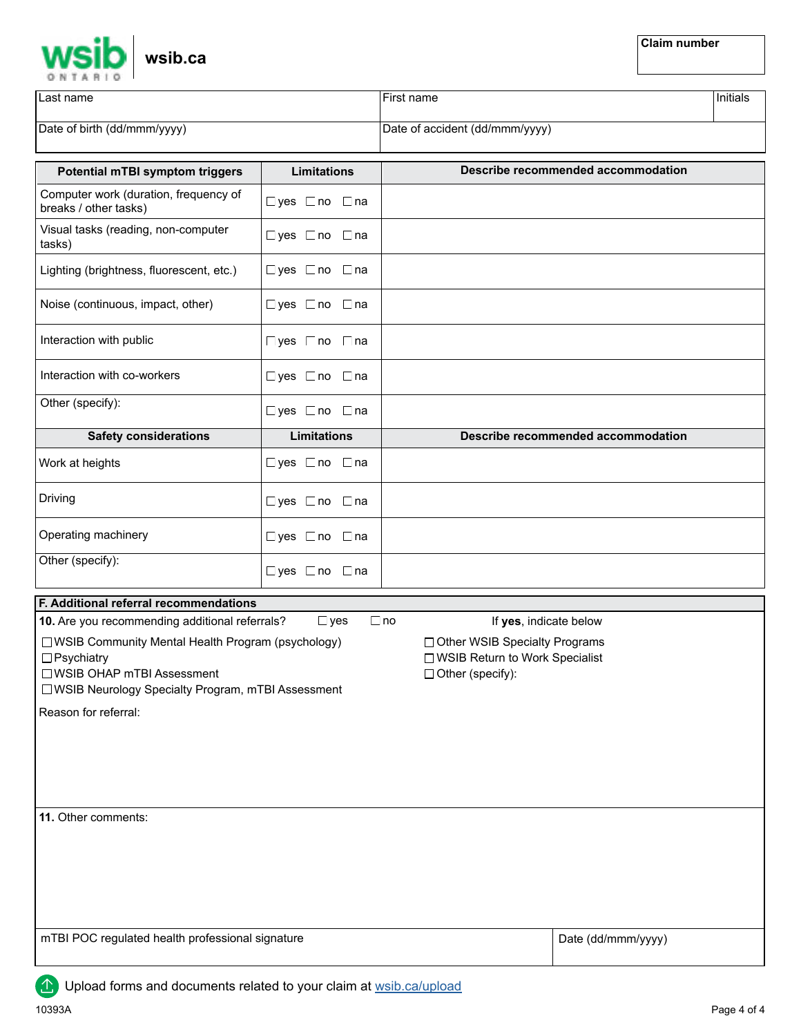wsib ONTARIO | wsib.ca

| Claim number |
|---|
| |

| Last name | First name | Initials |
|---|---|---|
| Date of birth (dd/mmm/yyyy) | Date of accident (dd/mmm/yyyy) | |

| Potential mTBI symptom triggers | Limitations | Describe recommended accommodation |
|---|---|---|
| Computer work (duration, frequency of breaks / other tasks) | ☐ yes ☐ no ☐ na | |
| Visual tasks (reading, non-computer tasks) | ☐ yes ☐ no ☐ na | |
| Lighting (brightness, fluorescent, etc.) | ☐ yes ☐ no ☐ na | |
| Noise (continuous, impact, other) | ☐ yes ☐ no ☐ na | |
| Interaction with public | ☐ yes ☐ no ☐ na | |
| Interaction with co-workers | ☐ yes ☐ no ☐ na | |
| Other (specify): | ☐ yes ☐ no ☐ na | |
| **Safety considerations** | **Limitations** | **Describe recommended accommodation** |
| Work at heights | ☐ yes ☐ no ☐ na | |
| Driving | ☐ yes ☐ no ☐ na | |
| Operating machinery | ☐ yes ☐ no ☐ na | |
| Other (specify): | ☐ yes ☐ no ☐ na | |

## F. Additional referral recommendations

**10.** Are you recommending additional referrals? ☐ yes ☐ no If **yes**, indicate below

- ☐ WSIB Community Mental Health Program (psychology)
- ☐ Psychiatry
- ☐ WSIB OHAP mTBI Assessment
- ☐ WSIB Neurology Specialty Program, mTBI Assessment
- ☐ Other WSIB Specialty Programs
- ☐ WSIB Return to Work Specialist
- ☐ Other (specify):

Reason for referral:

**11.** Other comments:

| mTBI POC regulated health professional signature | Date (dd/mmm/yyyy) |
|---|---|
| | |

Upload forms and documents related to your claim at wsib.ca/upload

10393A